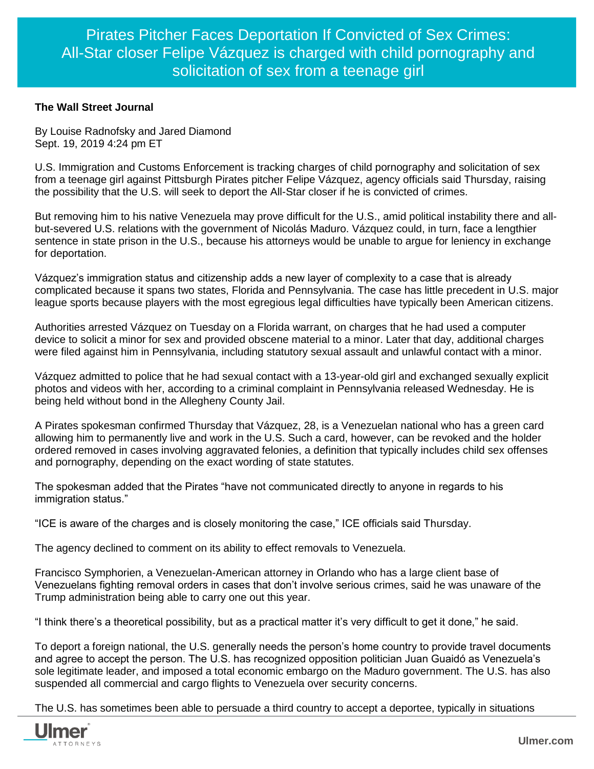# Pirates Pitcher Faces Deportation If Convicted of Sex Crimes: All-Star closer Felipe Vázquez is charged with child pornography and solicitation of sex from a teenage girl

**The Wall Street Journal**

By Louise Radnofsky and Jared Diamond
Sept. 19, 2019 4:24 pm ET

U.S. Immigration and Customs Enforcement is tracking charges of child pornography and solicitation of sex from a teenage girl against Pittsburgh Pirates pitcher Felipe Vázquez, agency officials said Thursday, raising the possibility that the U.S. will seek to deport the All-Star closer if he is convicted of crimes.

But removing him to his native Venezuela may prove difficult for the U.S., amid political instability there and all-but-severed U.S. relations with the government of Nicolás Maduro. Vázquez could, in turn, face a lengthier sentence in state prison in the U.S., because his attorneys would be unable to argue for leniency in exchange for deportation.

Vázquez's immigration status and citizenship adds a new layer of complexity to a case that is already complicated because it spans two states, Florida and Pennsylvania. The case has little precedent in U.S. major league sports because players with the most egregious legal difficulties have typically been American citizens.

Authorities arrested Vázquez on Tuesday on a Florida warrant, on charges that he had used a computer device to solicit a minor for sex and provided obscene material to a minor. Later that day, additional charges were filed against him in Pennsylvania, including statutory sexual assault and unlawful contact with a minor.

Vázquez admitted to police that he had sexual contact with a 13-year-old girl and exchanged sexually explicit photos and videos with her, according to a criminal complaint in Pennsylvania released Wednesday. He is being held without bond in the Allegheny County Jail.

A Pirates spokesman confirmed Thursday that Vázquez, 28, is a Venezuelan national who has a green card allowing him to permanently live and work in the U.S. Such a card, however, can be revoked and the holder ordered removed in cases involving aggravated felonies, a definition that typically includes child sex offenses and pornography, depending on the exact wording of state statutes.

The spokesman added that the Pirates "have not communicated directly to anyone in regards to his immigration status."

"ICE is aware of the charges and is closely monitoring the case," ICE officials said Thursday.

The agency declined to comment on its ability to effect removals to Venezuela.

Francisco Symphorien, a Venezuelan-American attorney in Orlando who has a large client base of Venezuelans fighting removal orders in cases that don't involve serious crimes, said he was unaware of the Trump administration being able to carry one out this year.

"I think there's a theoretical possibility, but as a practical matter it's very difficult to get it done," he said.

To deport a foreign national, the U.S. generally needs the person's home country to provide travel documents and agree to accept the person. The U.S. has recognized opposition politician Juan Guaidó as Venezuela's sole legitimate leader, and imposed a total economic embargo on the Maduro government. The U.S. has also suspended all commercial and cargo flights to Venezuela over security concerns.

The U.S. has sometimes been able to persuade a third country to accept a deportee, typically in situations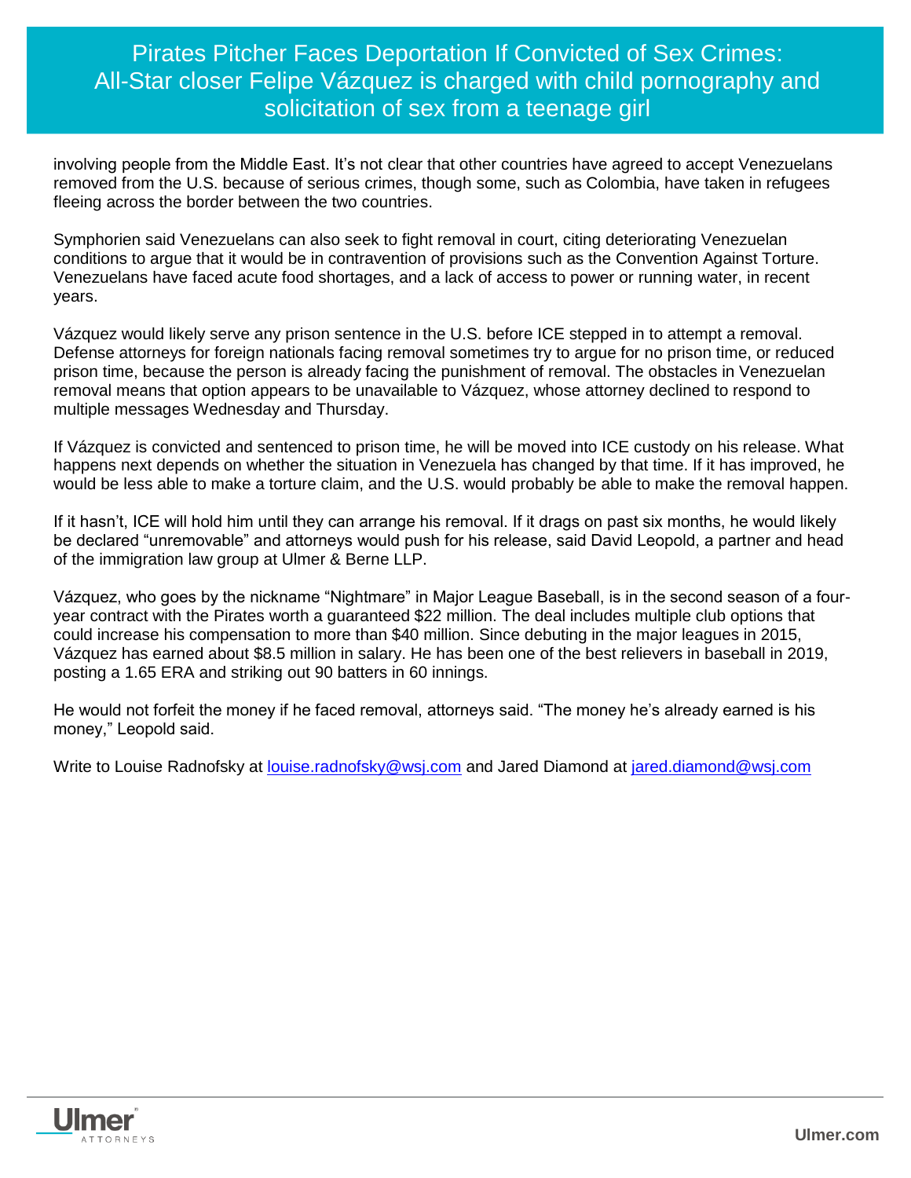# Pirates Pitcher Faces Deportation If Convicted of Sex Crimes: All-Star closer Felipe Vázquez is charged with child pornography and solicitation of sex from a teenage girl

involving people from the Middle East. It's not clear that other countries have agreed to accept Venezuelans removed from the U.S. because of serious crimes, though some, such as Colombia, have taken in refugees fleeing across the border between the two countries.

Symphorien said Venezuelans can also seek to fight removal in court, citing deteriorating Venezuelan conditions to argue that it would be in contravention of provisions such as the Convention Against Torture. Venezuelans have faced acute food shortages, and a lack of access to power or running water, in recent years.

Vázquez would likely serve any prison sentence in the U.S. before ICE stepped in to attempt a removal. Defense attorneys for foreign nationals facing removal sometimes try to argue for no prison time, or reduced prison time, because the person is already facing the punishment of removal. The obstacles in Venezuelan removal means that option appears to be unavailable to Vázquez, whose attorney declined to respond to multiple messages Wednesday and Thursday.

If Vázquez is convicted and sentenced to prison time, he will be moved into ICE custody on his release. What happens next depends on whether the situation in Venezuela has changed by that time. If it has improved, he would be less able to make a torture claim, and the U.S. would probably be able to make the removal happen.

If it hasn't, ICE will hold him until they can arrange his removal. If it drags on past six months, he would likely be declared "unremovable" and attorneys would push for his release, said David Leopold, a partner and head of the immigration law group at Ulmer & Berne LLP.

Vázquez, who goes by the nickname "Nightmare" in Major League Baseball, is in the second season of a four-year contract with the Pirates worth a guaranteed $22 million. The deal includes multiple club options that could increase his compensation to more than $40 million. Since debuting in the major leagues in 2015, Vázquez has earned about $8.5 million in salary. He has been one of the best relievers in baseball in 2019, posting a 1.65 ERA and striking out 90 batters in 60 innings.

He would not forfeit the money if he faced removal, attorneys said. "The money he's already earned is his money," Leopold said.

Write to Louise Radnofsky at louise.radnofsky@wsj.com and Jared Diamond at jared.diamond@wsj.com